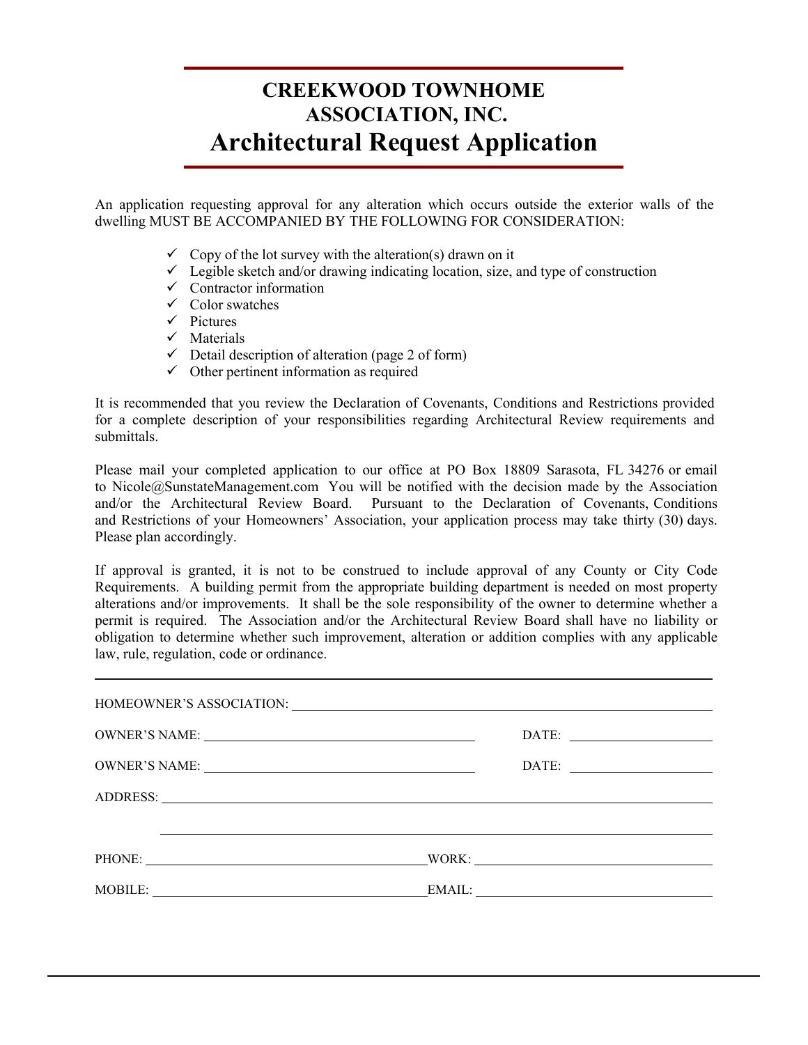# CREEKWOOD TOWNHOME ASSOCIATION, INC.

# Architectural Request Application

An application requesting approval for any alteration which occurs outside the exterior walls of the dwelling MUST BE ACCOMPANIED BY THE FOLLOWING FOR CONSIDERATION:

- ✓ Copy of the lot survey with the alteration(s) drawn on it
- ✓ Legible sketch and/or drawing indicating location, size, and type of construction
- ✓ Contractor information
- ✓ Color swatches
- ✓ Pictures
- ✓ Materials
- ✓ Detail description of alteration (page 2 of form)
- ✓ Other pertinent information as required

It is recommended that you review the Declaration of Covenants, Conditions and Restrictions provided for a complete description of your responsibilities regarding Architectural Review requirements and submittals.

Please mail your completed application to our office at PO Box 18809 Sarasota, FL 34276 or email to Nicole@SunstateManagement.com You will be notified with the decision made by the Association and/or the Architectural Review Board. Pursuant to the Declaration of Covenants, Conditions and Restrictions of your Homeowners' Association, your application process may take thirty (30) days. Please plan accordingly.

If approval is granted, it is not to be construed to include approval of any County or City Code Requirements. A building permit from the appropriate building department is needed on most property alterations and/or improvements. It shall be the sole responsibility of the owner to determine whether a permit is required. The Association and/or the Architectural Review Board shall have no liability or obligation to determine whether such improvement, alteration or addition complies with any applicable law, rule, regulation, code or ordinance.

---

HOMEOWNER'S ASSOCIATION: ______________________________

OWNER'S NAME: ______________________________ DATE: ______________

OWNER'S NAME: ______________________________ DATE: ______________

ADDRESS: ______________________________

______________________________

PHONE: ______________________ WORK: ______________________

MOBILE: ______________________ EMAIL: ______________________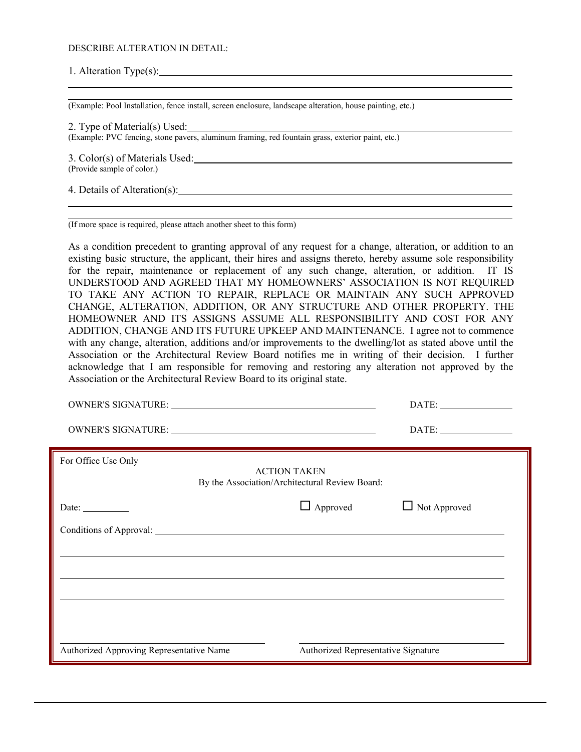DESCRIBE ALTERATION IN DETAIL:

1. Alteration Type(s): ______________________________________________

______________________________________________

______________________________________________

(Example: Pool Installation, fence install, screen enclosure, landscape alteration, house painting, etc.)

2. Type of Material(s) Used: ______________________________________________
(Example: PVC fencing, stone pavers, aluminum framing, red fountain grass, exterior paint, etc.)

3. Color(s) of Materials Used: ______________________________________________
(Provide sample of color.)

4. Details of Alteration(s): ______________________________________________

______________________________________________

______________________________________________

(If more space is required, please attach another sheet to this form)

As a condition precedent to granting approval of any request for a change, alteration, or addition to an existing basic structure, the applicant, their hires and assigns thereto, hereby assume sole responsibility for the repair, maintenance or replacement of any such change, alteration, or addition. IT IS UNDERSTOOD AND AGREED THAT MY HOMEOWNERS' ASSOCIATION IS NOT REQUIRED TO TAKE ANY ACTION TO REPAIR, REPLACE OR MAINTAIN ANY SUCH APPROVED CHANGE, ALTERATION, ADDITION, OR ANY STRUCTURE AND OTHER PROPERTY. THE HOMEOWNER AND ITS ASSIGNS ASSUME ALL RESPONSIBILITY AND COST FOR ANY ADDITION, CHANGE AND ITS FUTURE UPKEEP AND MAINTENANCE. I agree not to commence with any change, alteration, additions and/or improvements to the dwelling/lot as stated above until the Association or the Architectural Review Board notifies me in writing of their decision. I further acknowledge that I am responsible for removing and restoring any alteration not approved by the Association or the Architectural Review Board to its original state.

OWNER'S SIGNATURE: ______________________________ DATE: ______________

OWNER'S SIGNATURE: ______________________________ DATE: ______________

---

For Office Use Only

ACTION TAKEN
By the Association/Architectural Review Board:

Date: __________ ☐ Approved ☐ Not Approved

Conditions of Approval: ______________________________________________

______________________________________________

______________________________________________

______________________________________________

______________________________ ______________________________
Authorized Approving Representative Name Authorized Representative Signature